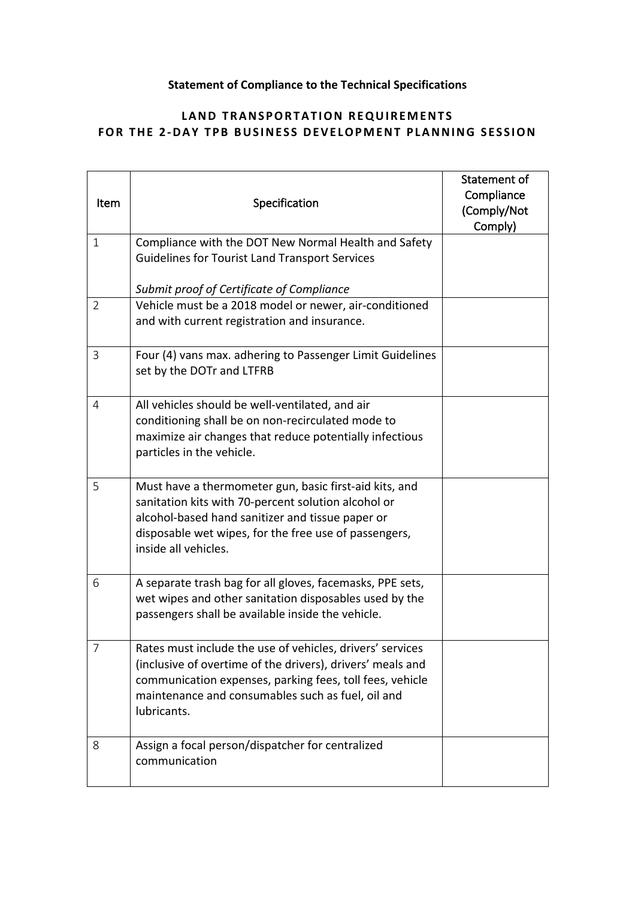**Statement of Compliance to the Technical Specifications**

## LAND TRANSPORTATION REQUIREMENTS FOR THE 2-DAY TPB BUSINESS DEVELOPMENT PLANNING SESSION

| Item | Specification | Statement of Compliance (Comply/Not Comply) |
|---|---|---|
| 1 | Compliance with the DOT New Normal Health and Safety Guidelines for Tourist Land Transport Services<br><br>*Submit proof of Certificate of Compliance* | |
| 2 | Vehicle must be a 2018 model or newer, air-conditioned and with current registration and insurance. | |
| 3 | Four (4) vans max. adhering to Passenger Limit Guidelines set by the DOTr and LTFRB | |
| 4 | All vehicles should be well-ventilated, and air conditioning shall be on non-recirculated mode to maximize air changes that reduce potentially infectious particles in the vehicle. | |
| 5 | Must have a thermometer gun, basic first-aid kits, and sanitation kits with 70-percent solution alcohol or alcohol-based hand sanitizer and tissue paper or disposable wet wipes, for the free use of passengers, inside all vehicles. | |
| 6 | A separate trash bag for all gloves, facemasks, PPE sets, wet wipes and other sanitation disposables used by the passengers shall be available inside the vehicle. | |
| 7 | Rates must include the use of vehicles, drivers' services (inclusive of overtime of the drivers), drivers' meals and communication expenses, parking fees, toll fees, vehicle maintenance and consumables such as fuel, oil and lubricants. | |
| 8 | Assign a focal person/dispatcher for centralized communication | |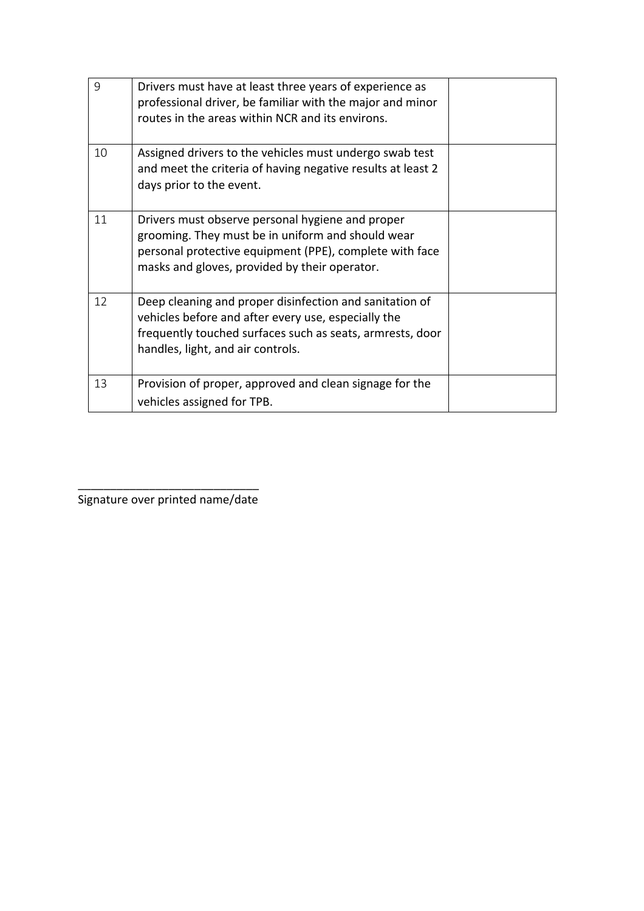| | | |
|---|---|---|
| 9 | Drivers must have at least three years of experience as professional driver, be familiar with the major and minor routes in the areas within NCR and its environs. | |
| 10 | Assigned drivers to the vehicles must undergo swab test and meet the criteria of having negative results at least 2 days prior to the event. | |
| 11 | Drivers must observe personal hygiene and proper grooming. They must be in uniform and should wear personal protective equipment (PPE), complete with face masks and gloves, provided by their operator. | |
| 12 | Deep cleaning and proper disinfection and sanitation of vehicles before and after every use, especially the frequently touched surfaces such as seats, armrests, door handles, light, and air controls. | |
| 13 | Provision of proper, approved and clean signage for the vehicles assigned for TPB. | |

___________________________

Signature over printed name/date